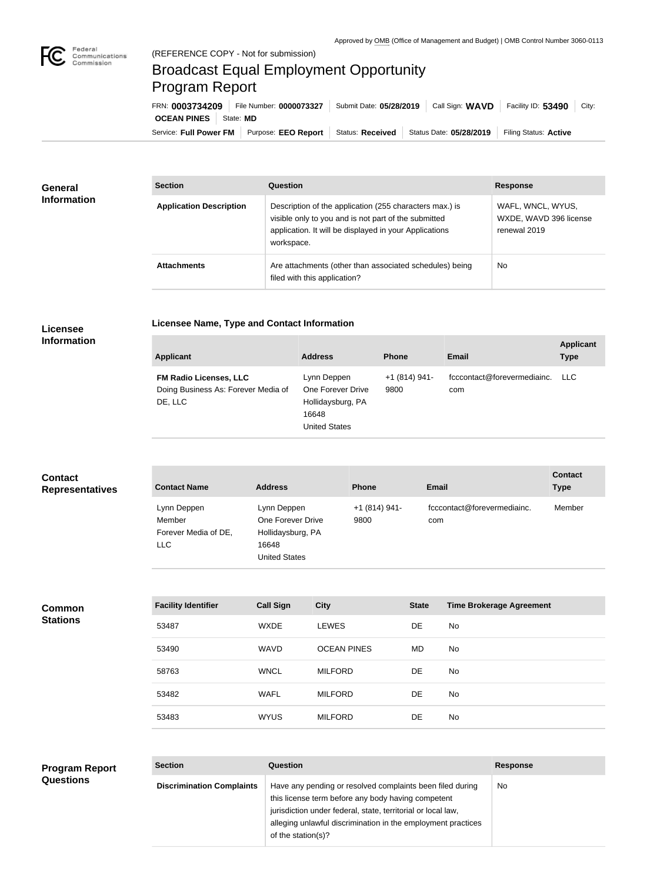Approved by OMB (Office of Management and Budget) | OMB Control Number 3060-0113

Federal Communications Commission

(REFERENCE COPY - Not for submission)

# Broadcast Equal Employment Opportunity Program Report

FRN: **0003734209** | File Number: **0000073327** | Submit Date: **05/28/2019** | Call Sign: **WAVD** | Facility ID: **53490** | City: **OCEAN PINES** | State: **MD**

Service: **Full Power FM** | Purpose: **EEO Report** | Status: **Received** | Status Date: **05/28/2019** | Filing Status: **Active**

## General Information

| Section | Question | Response |
| --- | --- | --- |
| **Application Description** | Description of the application (255 characters max.) is visible only to you and is not part of the submitted application. It will be displayed in your Applications workspace. | WAFL, WNCL, WYUS, WXDE, WAVD 396 license renewal 2019 |
| **Attachments** | Are attachments (other than associated schedules) being filed with this application? | No |

## Licensee Information

### Licensee Name, Type and Contact Information

| Applicant | Address | Phone | Email | Applicant Type |
| --- | --- | --- | --- | --- |
| **FM Radio Licenses, LLC** Doing Business As: Forever Media of DE, LLC | Lynn Deppen One Forever Drive Hollidaysburg, PA 16648 United States | +1 (814) 941-9800 | fcccontact@forevermediainc.com | LLC |

## Contact Representatives

| Contact Name | Address | Phone | Email | Contact Type |
| --- | --- | --- | --- | --- |
| Lynn Deppen Member Forever Media of DE, LLC | Lynn Deppen One Forever Drive Hollidaysburg, PA 16648 United States | +1 (814) 941-9800 | fcccontact@forevermediainc.com | Member |

## Common Stations

| Facility Identifier | Call Sign | City | State | Time Brokerage Agreement |
| --- | --- | --- | --- | --- |
| 53487 | WXDE | LEWES | DE | No |
| 53490 | WAVD | OCEAN PINES | MD | No |
| 58763 | WNCL | MILFORD | DE | No |
| 53482 | WAFL | MILFORD | DE | No |
| 53483 | WYUS | MILFORD | DE | No |

## Program Report Questions

| Section | Question | Response |
| --- | --- | --- |
| **Discrimination Complaints** | Have any pending or resolved complaints been filed during this license term before any body having competent jurisdiction under federal, state, territorial or local law, alleging unlawful discrimination in the employment practices of the station(s)? | No |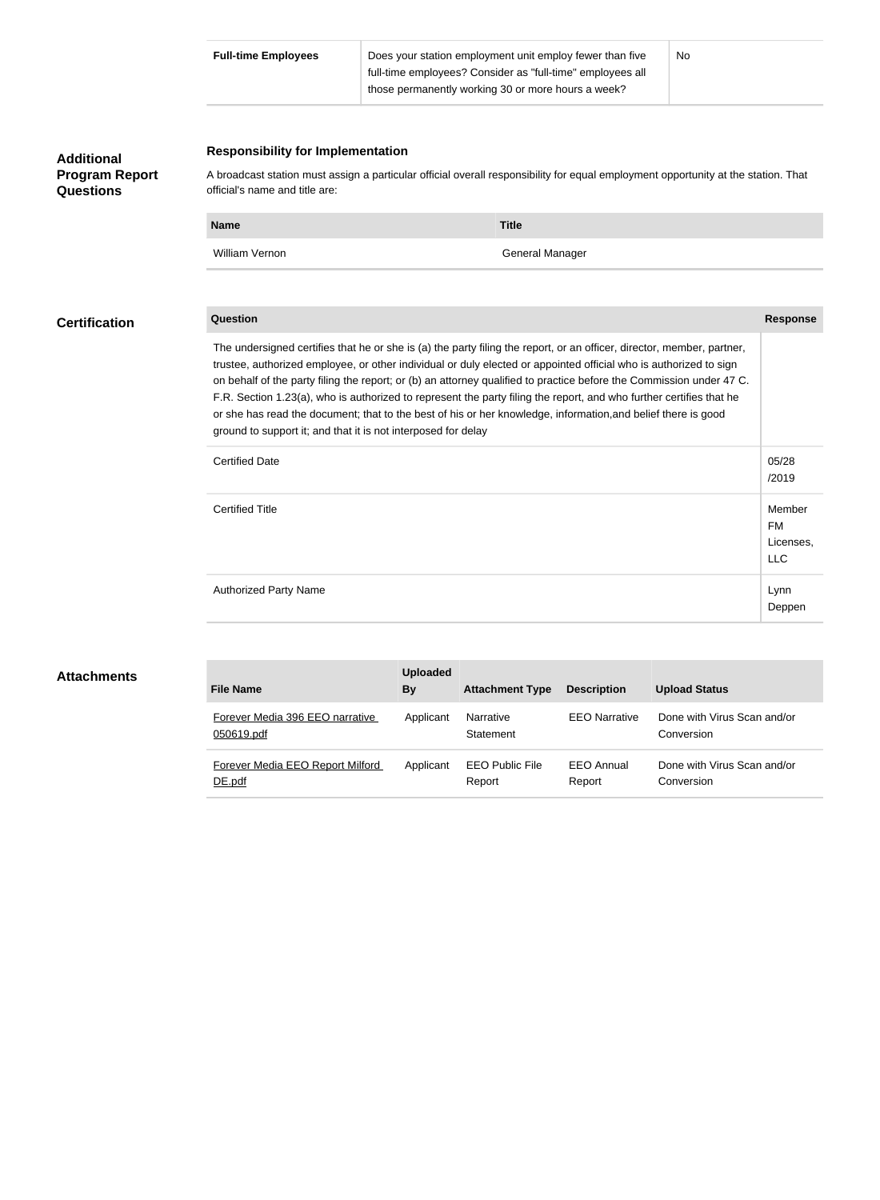| | | |
|---|---|---|
| **Full-time Employees** | Does your station employment unit employ fewer than five full-time employees? Consider as "full-time" employees all those permanently working 30 or more hours a week? | No |

## Additional Program Report Questions

### Responsibility for Implementation

A broadcast station must assign a particular official overall responsibility for equal employment opportunity at the station. That official's name and title are:

| Name | Title |
|---|---|
| William Vernon | General Manager |

## Certification

| Question | Response |
|---|---|
| The undersigned certifies that he or she is (a) the party filing the report, or an officer, director, member, partner, trustee, authorized employee, or other individual or duly elected or appointed official who is authorized to sign on behalf of the party filing the report; or (b) an attorney qualified to practice before the Commission under 47 C.F.R. Section 1.23(a), who is authorized to represent the party filing the report, and who further certifies that he or she has read the document; that to the best of his or her knowledge, information,and belief there is good ground to support it; and that it is not interposed for delay | |
| Certified Date | 05/28/2019 |
| Certified Title | Member FM Licenses, LLC |
| Authorized Party Name | Lynn Deppen |

## Attachments

| File Name | Uploaded By | Attachment Type | Description | Upload Status |
|---|---|---|---|---|
| Forever Media 396 EEO narrative 050619.pdf | Applicant | Narrative Statement | EEO Narrative | Done with Virus Scan and/or Conversion |
| Forever Media EEO Report Milford DE.pdf | Applicant | EEO Public File Report | EEO Annual Report | Done with Virus Scan and/or Conversion |